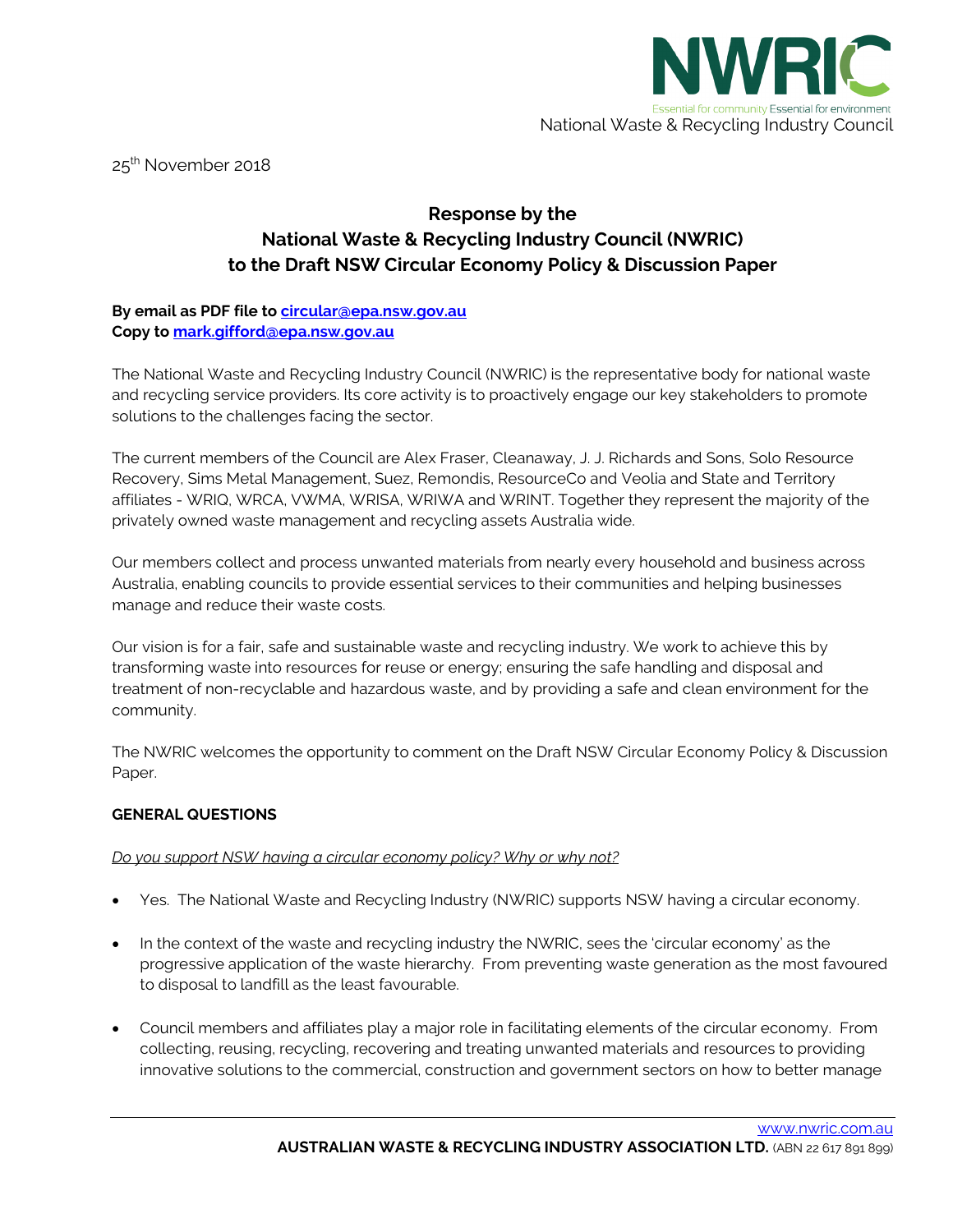NWRIC

Essential for community Essential for environment

National Waste & Recycling Industry Council

25th November 2018

# Response by the National Waste & Recycling Industry Council (NWRIC) to the Draft NSW Circular Economy Policy & Discussion Paper

**By email as PDF file to [circular@epa.nsw.gov.au](mailto:circular@epa.nsw.gov.au)**
**Copy to [mark.gifford@epa.nsw.gov.au](mailto:mark.gifford@epa.nsw.gov.au)**

The National Waste and Recycling Industry Council (NWRIC) is the representative body for national waste and recycling service providers. Its core activity is to proactively engage our key stakeholders to promote solutions to the challenges facing the sector.

The current members of the Council are Alex Fraser, Cleanaway, J. J. Richards and Sons, Solo Resource Recovery, Sims Metal Management, Suez, Remondis, ResourceCo and Veolia and State and Territory affiliates - WRIQ, WRCA, VWMA, WRISA, WRIWA and WRINT. Together they represent the majority of the privately owned waste management and recycling assets Australia wide.

Our members collect and process unwanted materials from nearly every household and business across Australia, enabling councils to provide essential services to their communities and helping businesses manage and reduce their waste costs.

Our vision is for a fair, safe and sustainable waste and recycling industry. We work to achieve this by transforming waste into resources for reuse or energy; ensuring the safe handling and disposal and treatment of non-recyclable and hazardous waste, and by providing a safe and clean environment for the community.

The NWRIC welcomes the opportunity to comment on the Draft NSW Circular Economy Policy & Discussion Paper.

## GENERAL QUESTIONS

*Do you support NSW having a circular economy policy? Why or why not?*

- Yes. The National Waste and Recycling Industry (NWRIC) supports NSW having a circular economy.
- In the context of the waste and recycling industry the NWRIC, sees the 'circular economy' as the progressive application of the waste hierarchy. From preventing waste generation as the most favoured to disposal to landfill as the least favourable.
- Council members and affiliates play a major role in facilitating elements of the circular economy. From collecting, reusing, recycling, recovering and treating unwanted materials and resources to providing innovative solutions to the commercial, construction and government sectors on how to better manage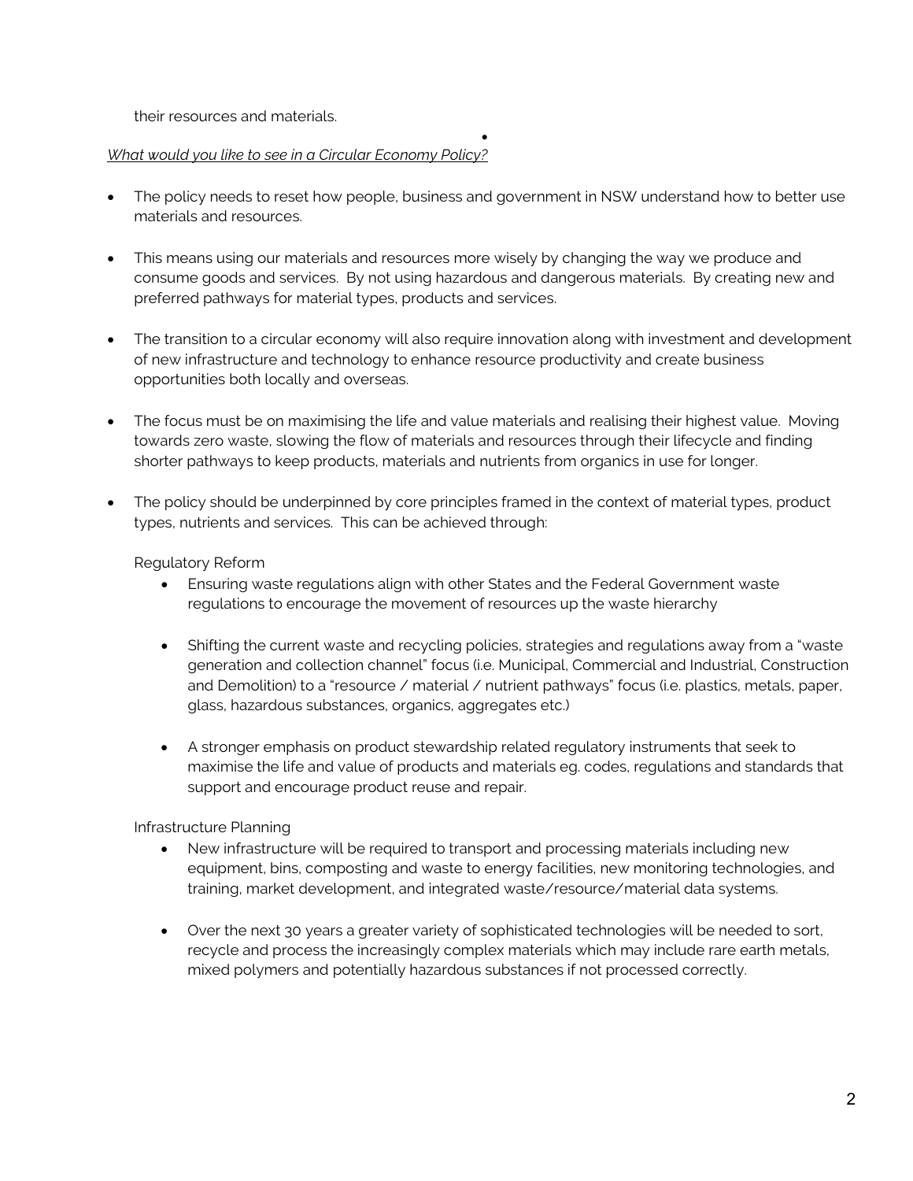their resources and materials.

*What would you like to see in a Circular Economy Policy?*

- The policy needs to reset how people, business and government in NSW understand how to better use materials and resources.

- This means using our materials and resources more wisely by changing the way we produce and consume goods and services. By not using hazardous and dangerous materials. By creating new and preferred pathways for material types, products and services.

- The transition to a circular economy will also require innovation along with investment and development of new infrastructure and technology to enhance resource productivity and create business opportunities both locally and overseas.

- The focus must be on maximising the life and value materials and realising their highest value. Moving towards zero waste, slowing the flow of materials and resources through their lifecycle and finding shorter pathways to keep products, materials and nutrients from organics in use for longer.

- The policy should be underpinned by core principles framed in the context of material types, product types, nutrients and services. This can be achieved through:

  Regulatory Reform

  - Ensuring waste regulations align with other States and the Federal Government waste regulations to encourage the movement of resources up the waste hierarchy

  - Shifting the current waste and recycling policies, strategies and regulations away from a "waste generation and collection channel" focus (i.e. Municipal, Commercial and Industrial, Construction and Demolition) to a "resource / material / nutrient pathways" focus (i.e. plastics, metals, paper, glass, hazardous substances, organics, aggregates etc.)

  - A stronger emphasis on product stewardship related regulatory instruments that seek to maximise the life and value of products and materials eg. codes, regulations and standards that support and encourage product reuse and repair.

  Infrastructure Planning

  - New infrastructure will be required to transport and processing materials including new equipment, bins, composting and waste to energy facilities, new monitoring technologies, and training, market development, and integrated waste/resource/material data systems.

  - Over the next 30 years a greater variety of sophisticated technologies will be needed to sort, recycle and process the increasingly complex materials which may include rare earth metals, mixed polymers and potentially hazardous substances if not processed correctly.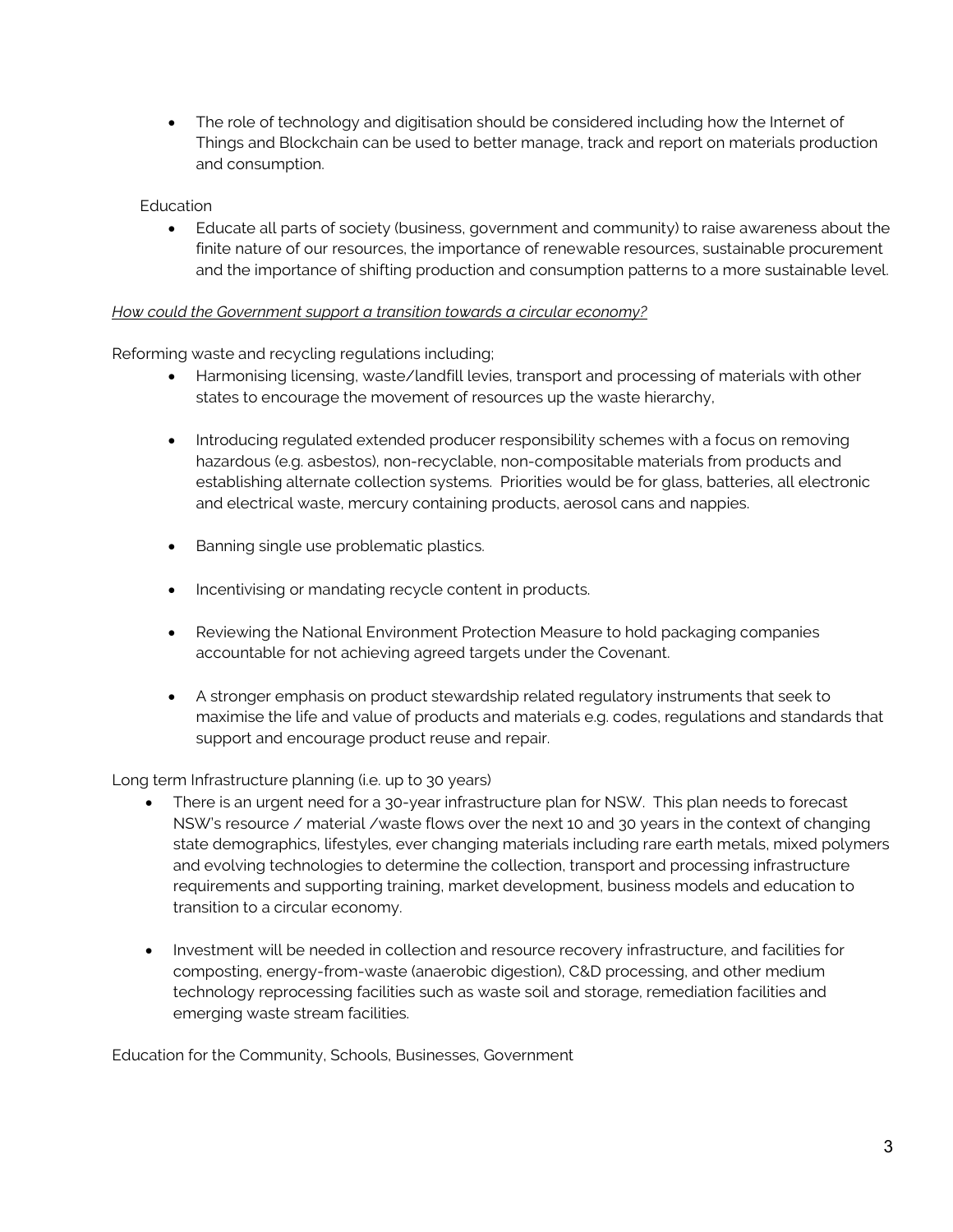- The role of technology and digitisation should be considered including how the Internet of Things and Blockchain can be used to better manage, track and report on materials production and consumption.

Education

- Educate all parts of society (business, government and community) to raise awareness about the finite nature of our resources, the importance of renewable resources, sustainable procurement and the importance of shifting production and consumption patterns to a more sustainable level.

*How could the Government support a transition towards a circular economy?*

Reforming waste and recycling regulations including;

- Harmonising licensing, waste/landfill levies, transport and processing of materials with other states to encourage the movement of resources up the waste hierarchy,
- Introducing regulated extended producer responsibility schemes with a focus on removing hazardous (e.g. asbestos), non-recyclable, non-compositable materials from products and establishing alternate collection systems. Priorities would be for glass, batteries, all electronic and electrical waste, mercury containing products, aerosol cans and nappies.
- Banning single use problematic plastics.
- Incentivising or mandating recycle content in products.
- Reviewing the National Environment Protection Measure to hold packaging companies accountable for not achieving agreed targets under the Covenant.
- A stronger emphasis on product stewardship related regulatory instruments that seek to maximise the life and value of products and materials e.g. codes, regulations and standards that support and encourage product reuse and repair.

Long term Infrastructure planning (i.e. up to 30 years)

- There is an urgent need for a 30-year infrastructure plan for NSW. This plan needs to forecast NSW's resource / material /waste flows over the next 10 and 30 years in the context of changing state demographics, lifestyles, ever changing materials including rare earth metals, mixed polymers and evolving technologies to determine the collection, transport and processing infrastructure requirements and supporting training, market development, business models and education to transition to a circular economy.
- Investment will be needed in collection and resource recovery infrastructure, and facilities for composting, energy-from-waste (anaerobic digestion), C&D processing, and other medium technology reprocessing facilities such as waste soil and storage, remediation facilities and emerging waste stream facilities.

Education for the Community, Schools, Businesses, Government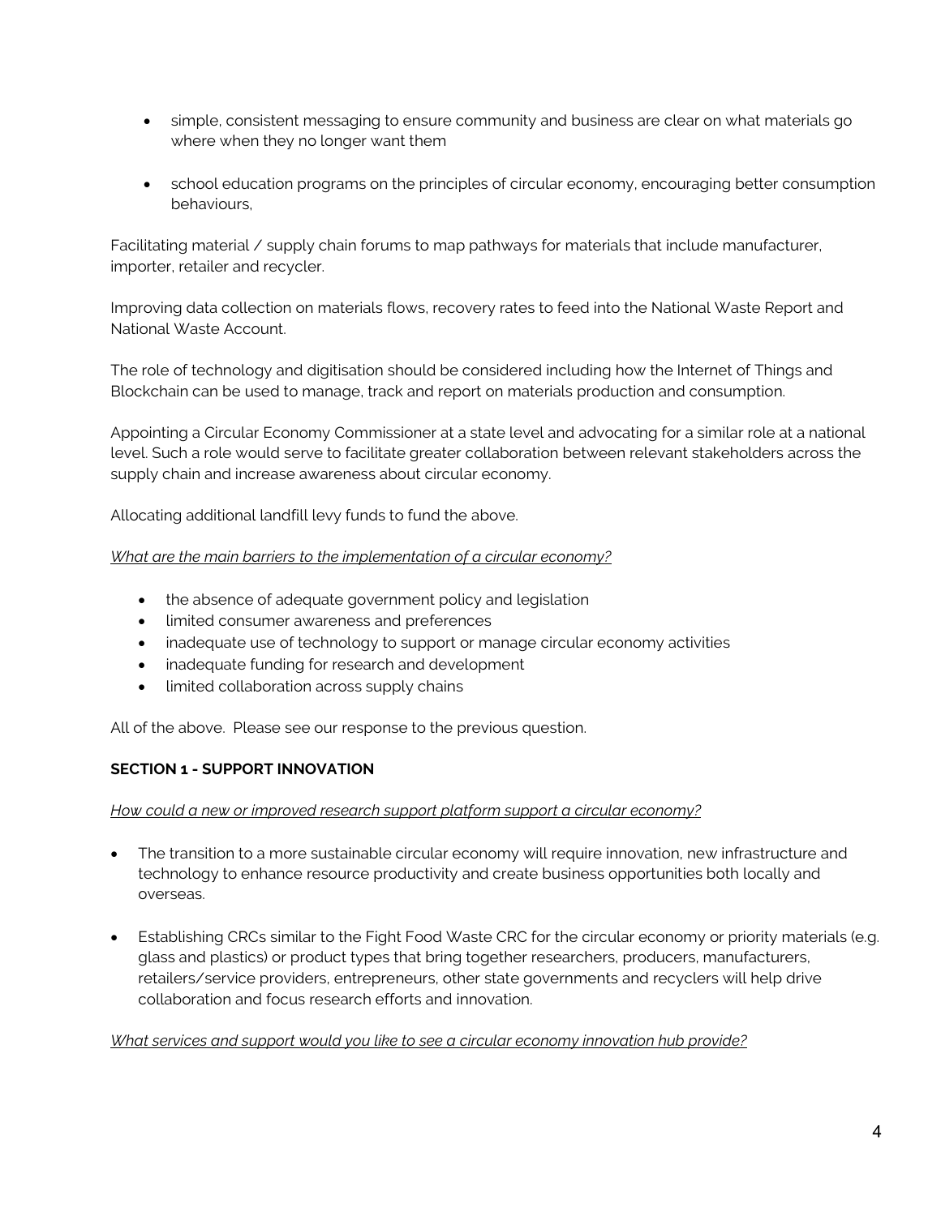- simple, consistent messaging to ensure community and business are clear on what materials go where when they no longer want them

- school education programs on the principles of circular economy, encouraging better consumption behaviours,

Facilitating material / supply chain forums to map pathways for materials that include manufacturer, importer, retailer and recycler.

Improving data collection on materials flows, recovery rates to feed into the National Waste Report and National Waste Account.

The role of technology and digitisation should be considered including how the Internet of Things and Blockchain can be used to manage, track and report on materials production and consumption.

Appointing a Circular Economy Commissioner at a state level and advocating for a similar role at a national level. Such a role would serve to facilitate greater collaboration between relevant stakeholders across the supply chain and increase awareness about circular economy.

Allocating additional landfill levy funds to fund the above.

*What are the main barriers to the implementation of a circular economy?*

- the absence of adequate government policy and legislation
- limited consumer awareness and preferences
- inadequate use of technology to support or manage circular economy activities
- inadequate funding for research and development
- limited collaboration across supply chains

All of the above. Please see our response to the previous question.

**SECTION 1 - SUPPORT INNOVATION**

*How could a new or improved research support platform support a circular economy?*

- The transition to a more sustainable circular economy will require innovation, new infrastructure and technology to enhance resource productivity and create business opportunities both locally and overseas.

- Establishing CRCs similar to the Fight Food Waste CRC for the circular economy or priority materials (e.g. glass and plastics) or product types that bring together researchers, producers, manufacturers, retailers/service providers, entrepreneurs, other state governments and recyclers will help drive collaboration and focus research efforts and innovation.

*What services and support would you like to see a circular economy innovation hub provide?*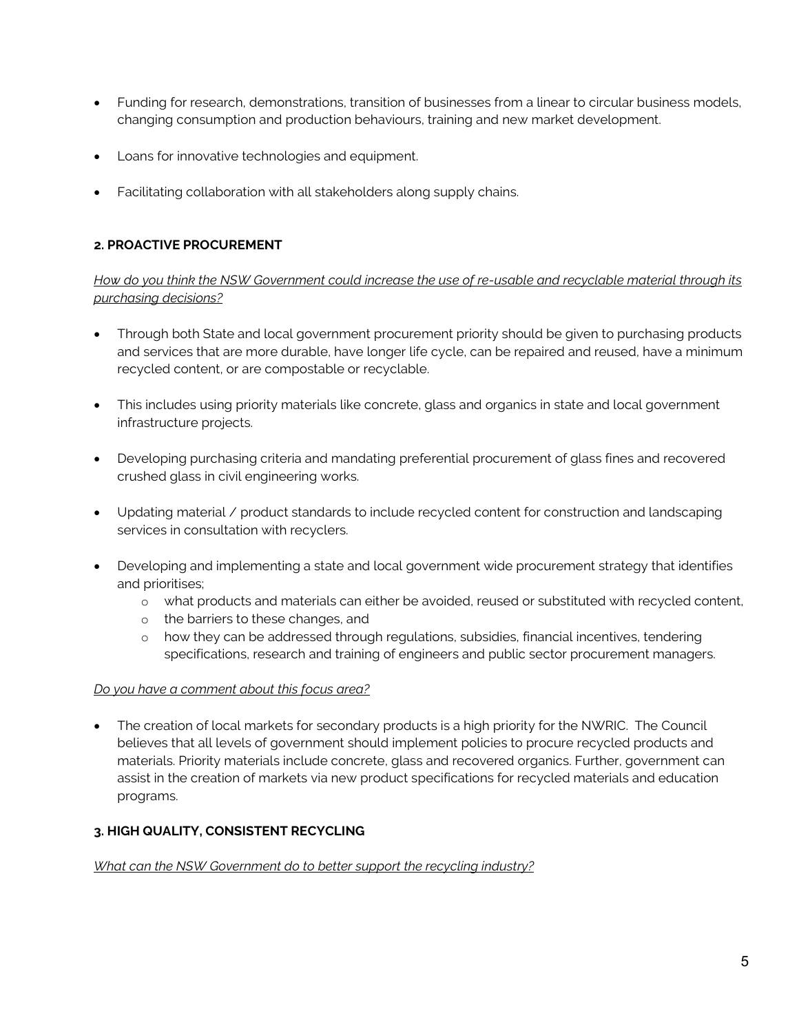- Funding for research, demonstrations, transition of businesses from a linear to circular business models, changing consumption and production behaviours, training and new market development.

- Loans for innovative technologies and equipment.

- Facilitating collaboration with all stakeholders along supply chains.

#### 2. PROACTIVE PROCUREMENT

*How do you think the NSW Government could increase the use of re-usable and recyclable material through its purchasing decisions?*

- Through both State and local government procurement priority should be given to purchasing products and services that are more durable, have longer life cycle, can be repaired and reused, have a minimum recycled content, or are compostable or recyclable.

- This includes using priority materials like concrete, glass and organics in state and local government infrastructure projects.

- Developing purchasing criteria and mandating preferential procurement of glass fines and recovered crushed glass in civil engineering works.

- Updating material / product standards to include recycled content for construction and landscaping services in consultation with recyclers.

- Developing and implementing a state and local government wide procurement strategy that identifies and prioritises;
  - what products and materials can either be avoided, reused or substituted with recycled content,
  - the barriers to these changes, and
  - how they can be addressed through regulations, subsidies, financial incentives, tendering specifications, research and training of engineers and public sector procurement managers.

*Do you have a comment about this focus area?*

- The creation of local markets for secondary products is a high priority for the NWRIC. The Council believes that all levels of government should implement policies to procure recycled products and materials. Priority materials include concrete, glass and recovered organics. Further, government can assist in the creation of markets via new product specifications for recycled materials and education programs.

#### 3. HIGH QUALITY, CONSISTENT RECYCLING

*What can the NSW Government do to better support the recycling industry?*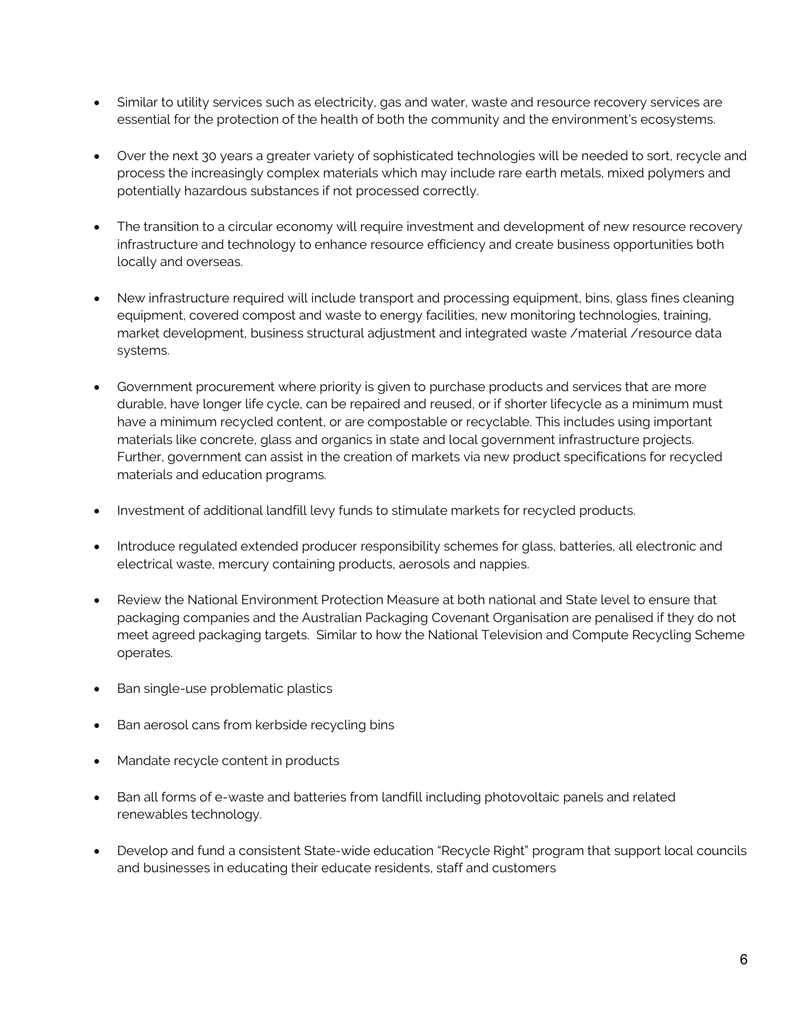- Similar to utility services such as electricity, gas and water, waste and resource recovery services are essential for the protection of the health of both the community and the environment's ecosystems.

- Over the next 30 years a greater variety of sophisticated technologies will be needed to sort, recycle and process the increasingly complex materials which may include rare earth metals, mixed polymers and potentially hazardous substances if not processed correctly.

- The transition to a circular economy will require investment and development of new resource recovery infrastructure and technology to enhance resource efficiency and create business opportunities both locally and overseas.

- New infrastructure required will include transport and processing equipment, bins, glass fines cleaning equipment, covered compost and waste to energy facilities, new monitoring technologies, training, market development, business structural adjustment and integrated waste /material /resource data systems.

- Government procurement where priority is given to purchase products and services that are more durable, have longer life cycle, can be repaired and reused, or if shorter lifecycle as a minimum must have a minimum recycled content, or are compostable or recyclable. This includes using important materials like concrete, glass and organics in state and local government infrastructure projects. Further, government can assist in the creation of markets via new product specifications for recycled materials and education programs.

- Investment of additional landfill levy funds to stimulate markets for recycled products.

- Introduce regulated extended producer responsibility schemes for glass, batteries, all electronic and electrical waste, mercury containing products, aerosols and nappies.

- Review the National Environment Protection Measure at both national and State level to ensure that packaging companies and the Australian Packaging Covenant Organisation are penalised if they do not meet agreed packaging targets. Similar to how the National Television and Compute Recycling Scheme operates.

- Ban single-use problematic plastics

- Ban aerosol cans from kerbside recycling bins

- Mandate recycle content in products

- Ban all forms of e-waste and batteries from landfill including photovoltaic panels and related renewables technology.

- Develop and fund a consistent State-wide education "Recycle Right" program that support local councils and businesses in educating their educate residents, staff and customers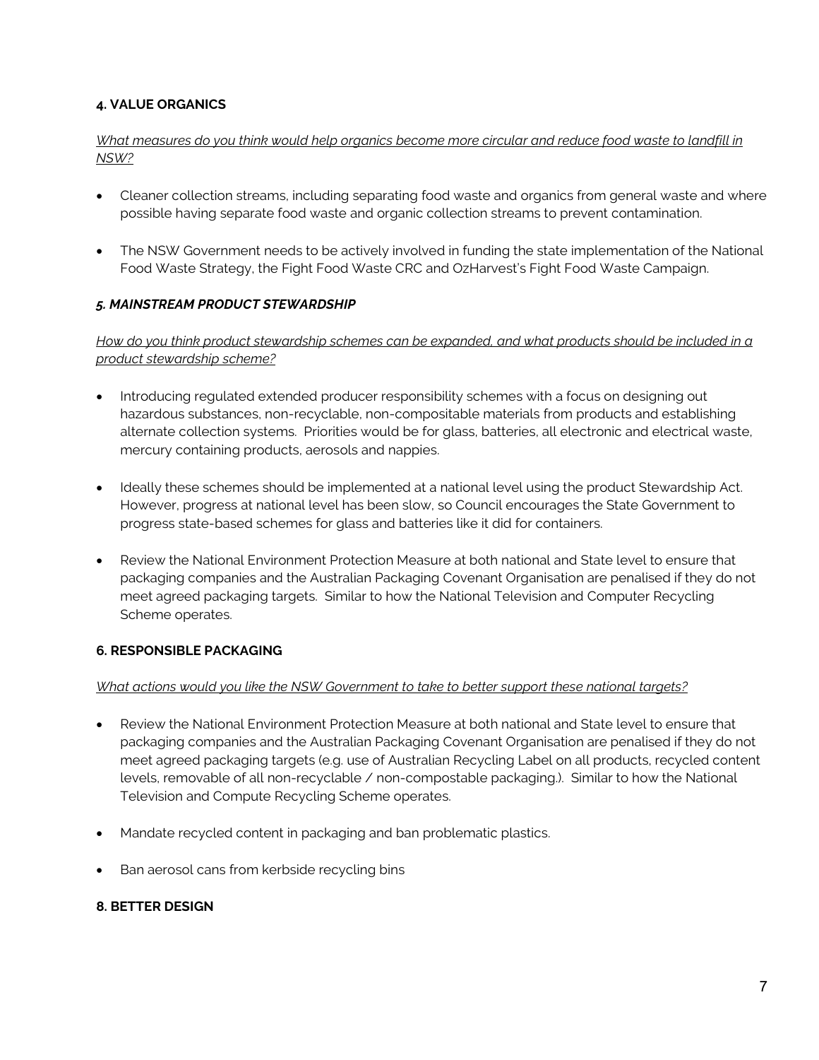**4. VALUE ORGANICS**

*What measures do you think would help organics become more circular and reduce food waste to landfill in NSW?*

- Cleaner collection streams, including separating food waste and organics from general waste and where possible having separate food waste and organic collection streams to prevent contamination.
- The NSW Government needs to be actively involved in funding the state implementation of the National Food Waste Strategy, the Fight Food Waste CRC and OzHarvest's Fight Food Waste Campaign.

***5. MAINSTREAM PRODUCT STEWARDSHIP***

*How do you think product stewardship schemes can be expanded, and what products should be included in a product stewardship scheme?*

- Introducing regulated extended producer responsibility schemes with a focus on designing out hazardous substances, non-recyclable, non-compositable materials from products and establishing alternate collection systems. Priorities would be for glass, batteries, all electronic and electrical waste, mercury containing products, aerosols and nappies.
- Ideally these schemes should be implemented at a national level using the product Stewardship Act. However, progress at national level has been slow, so Council encourages the State Government to progress state-based schemes for glass and batteries like it did for containers.
- Review the National Environment Protection Measure at both national and State level to ensure that packaging companies and the Australian Packaging Covenant Organisation are penalised if they do not meet agreed packaging targets. Similar to how the National Television and Computer Recycling Scheme operates.

**6. RESPONSIBLE PACKAGING**

*What actions would you like the NSW Government to take to better support these national targets?*

- Review the National Environment Protection Measure at both national and State level to ensure that packaging companies and the Australian Packaging Covenant Organisation are penalised if they do not meet agreed packaging targets (e.g. use of Australian Recycling Label on all products, recycled content levels, removable of all non-recyclable / non-compostable packaging.). Similar to how the National Television and Compute Recycling Scheme operates.
- Mandate recycled content in packaging and ban problematic plastics.
- Ban aerosol cans from kerbside recycling bins

**8. BETTER DESIGN**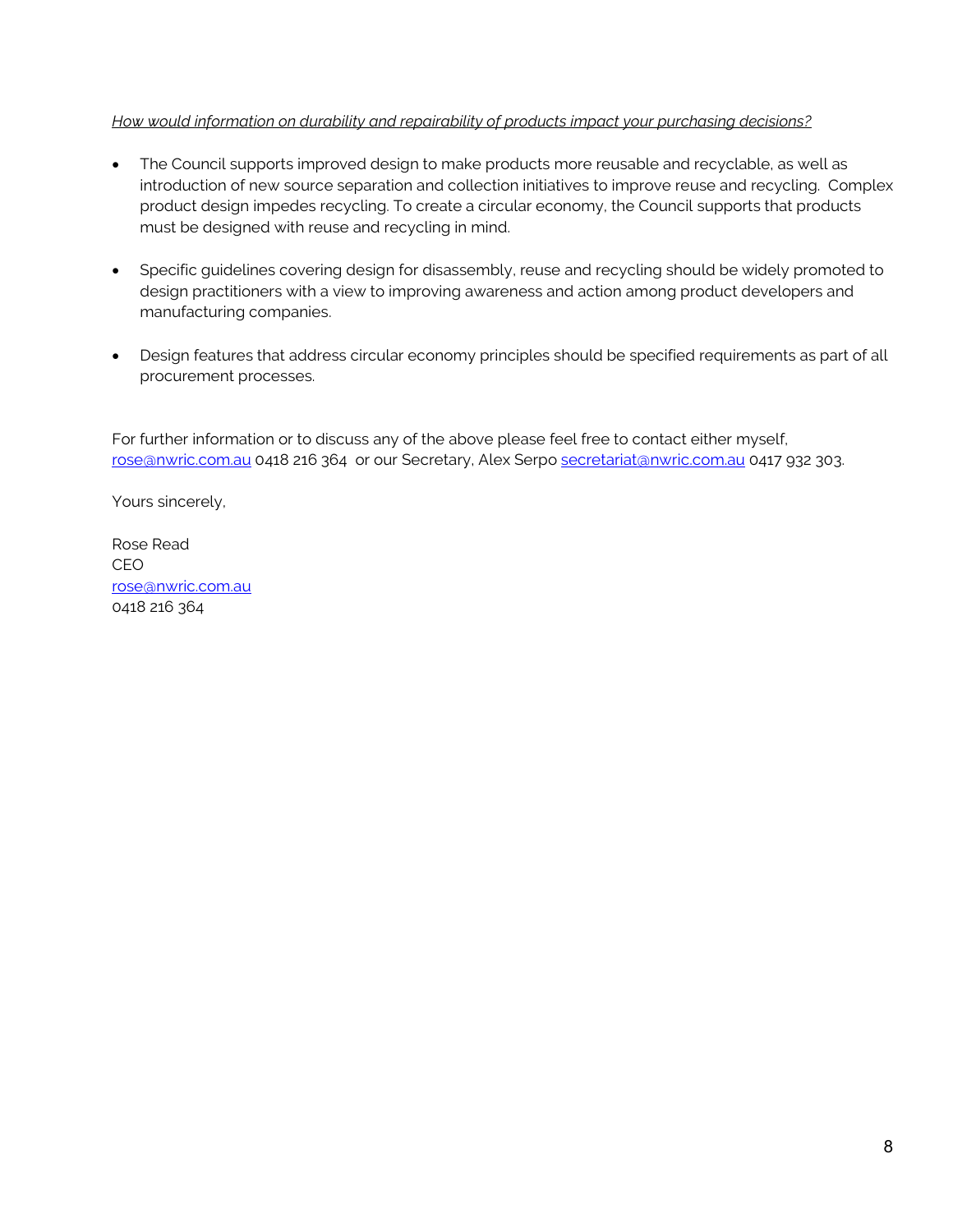*How would information on durability and repairability of products impact your purchasing decisions?*

- The Council supports improved design to make products more reusable and recyclable, as well as introduction of new source separation and collection initiatives to improve reuse and recycling. Complex product design impedes recycling. To create a circular economy, the Council supports that products must be designed with reuse and recycling in mind.
- Specific guidelines covering design for disassembly, reuse and recycling should be widely promoted to design practitioners with a view to improving awareness and action among product developers and manufacturing companies.
- Design features that address circular economy principles should be specified requirements as part of all procurement processes.

For further information or to discuss any of the above please feel free to contact either myself, rose@nwric.com.au 0418 216 364 or our Secretary, Alex Serpo secretariat@nwric.com.au 0417 932 303.

Yours sincerely,

Rose Read
CEO
rose@nwric.com.au
0418 216 364